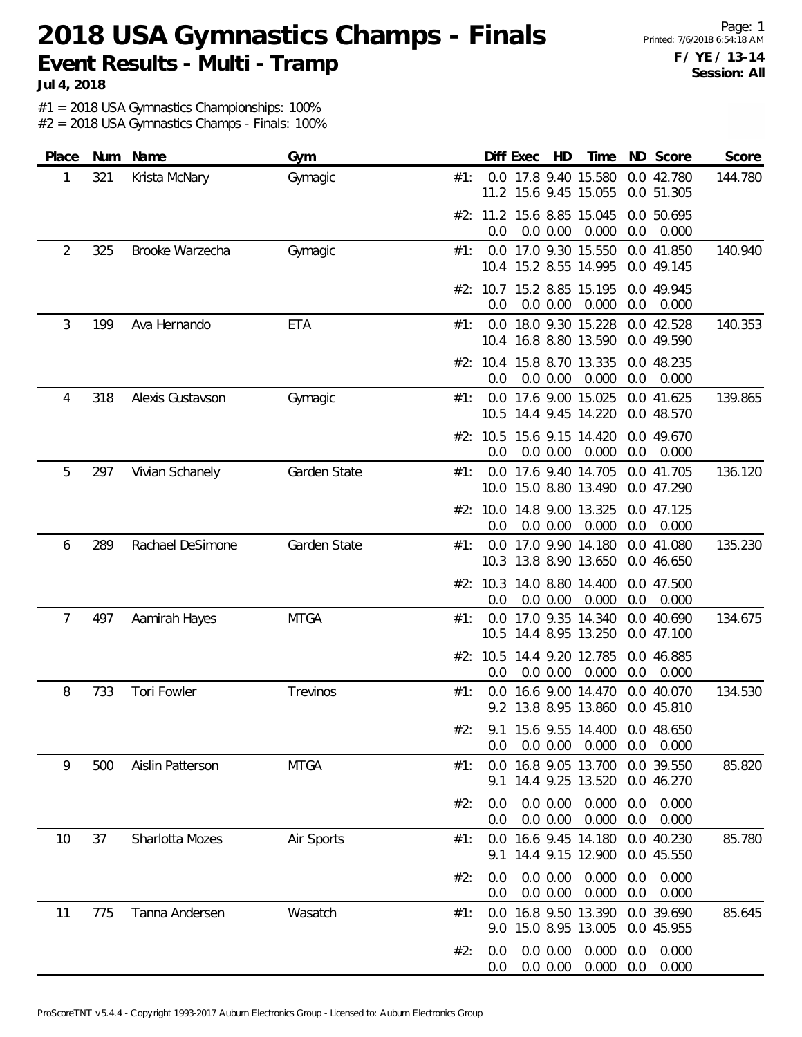# 2018 USA Gymnastics Champs - Finals

## Event Results - Multi - Tramp

**Jul 4, 2018**

**F / YE / 13-14**
**Session: All**

#1 = 2018 USA Gymnastics Championships: 100%
#2 = 2018 USA Gymnastics Champs - Finals: 100%

| Place | Num | Name | Gym | | Diff | Exec | HD | Time | ND | Score | Score |
|---|---|---|---|---|---|---|---|---|---|---|---|
| 1 | 321 | Krista McNary | Gymagic | #1: | 0.0 | 17.8 | 9.40 | 15.580 | 0.0 | 42.780 | 144.780 |
| | | | | | 11.2 | 15.6 | 9.45 | 15.055 | 0.0 | 51.305 | |
| | | | | #2: | 11.2 | 15.6 | 8.85 | 15.045 | 0.0 | 50.695 | |
| | | | | | 0.0 | 0.0 | 0.00 | 0.000 | 0.0 | 0.000 | |
| 2 | 325 | Brooke Warzecha | Gymagic | #1: | 0.0 | 17.0 | 9.30 | 15.550 | 0.0 | 41.850 | 140.940 |
| | | | | | 10.4 | 15.2 | 8.55 | 14.995 | 0.0 | 49.145 | |
| | | | | #2: | 10.7 | 15.2 | 8.85 | 15.195 | 0.0 | 49.945 | |
| | | | | | 0.0 | 0.0 | 0.00 | 0.000 | 0.0 | 0.000 | |
| 3 | 199 | Ava Hernando | ETA | #1: | 0.0 | 18.0 | 9.30 | 15.228 | 0.0 | 42.528 | 140.353 |
| | | | | | 10.4 | 16.8 | 8.80 | 13.590 | 0.0 | 49.590 | |
| | | | | #2: | 10.4 | 15.8 | 8.70 | 13.335 | 0.0 | 48.235 | |
| | | | | | 0.0 | 0.0 | 0.00 | 0.000 | 0.0 | 0.000 | |
| 4 | 318 | Alexis Gustavson | Gymagic | #1: | 0.0 | 17.6 | 9.00 | 15.025 | 0.0 | 41.625 | 139.865 |
| | | | | | 10.5 | 14.4 | 9.45 | 14.220 | 0.0 | 48.570 | |
| | | | | #2: | 10.5 | 15.6 | 9.15 | 14.420 | 0.0 | 49.670 | |
| | | | | | 0.0 | 0.0 | 0.00 | 0.000 | 0.0 | 0.000 | |
| 5 | 297 | Vivian Schanely | Garden State | #1: | 0.0 | 17.6 | 9.40 | 14.705 | 0.0 | 41.705 | 136.120 |
| | | | | | 10.0 | 15.0 | 8.80 | 13.490 | 0.0 | 47.290 | |
| | | | | #2: | 10.0 | 14.8 | 9.00 | 13.325 | 0.0 | 47.125 | |
| | | | | | 0.0 | 0.0 | 0.00 | 0.000 | 0.0 | 0.000 | |
| 6 | 289 | Rachael DeSimone | Garden State | #1: | 0.0 | 17.0 | 9.90 | 14.180 | 0.0 | 41.080 | 135.230 |
| | | | | | 10.3 | 13.8 | 8.90 | 13.650 | 0.0 | 46.650 | |
| | | | | #2: | 10.3 | 14.0 | 8.80 | 14.400 | 0.0 | 47.500 | |
| | | | | | 0.0 | 0.0 | 0.00 | 0.000 | 0.0 | 0.000 | |
| 7 | 497 | Aamirah Hayes | MTGA | #1: | 0.0 | 17.0 | 9.35 | 14.340 | 0.0 | 40.690 | 134.675 |
| | | | | | 10.5 | 14.4 | 8.95 | 13.250 | 0.0 | 47.100 | |
| | | | | #2: | 10.5 | 14.4 | 9.20 | 12.785 | 0.0 | 46.885 | |
| | | | | | 0.0 | 0.0 | 0.00 | 0.000 | 0.0 | 0.000 | |
| 8 | 733 | Tori Fowler | Trevinos | #1: | 0.0 | 16.6 | 9.00 | 14.470 | 0.0 | 40.070 | 134.530 |
| | | | | | 9.2 | 13.8 | 8.95 | 13.860 | 0.0 | 45.810 | |
| | | | | #2: | 9.1 | 15.6 | 9.55 | 14.400 | 0.0 | 48.650 | |
| | | | | | 0.0 | 0.0 | 0.00 | 0.000 | 0.0 | 0.000 | |
| 9 | 500 | Aislin Patterson | MTGA | #1: | 0.0 | 16.8 | 9.05 | 13.700 | 0.0 | 39.550 | 85.820 |
| | | | | | 9.1 | 14.4 | 9.25 | 13.520 | 0.0 | 46.270 | |
| | | | | #2: | 0.0 | 0.0 | 0.00 | 0.000 | 0.0 | 0.000 | |
| | | | | | 0.0 | 0.0 | 0.00 | 0.000 | 0.0 | 0.000 | |
| 10 | 37 | Sharlotta Mozes | Air Sports | #1: | 0.0 | 16.6 | 9.45 | 14.180 | 0.0 | 40.230 | 85.780 |
| | | | | | 9.1 | 14.4 | 9.15 | 12.900 | 0.0 | 45.550 | |
| | | | | #2: | 0.0 | 0.0 | 0.00 | 0.000 | 0.0 | 0.000 | |
| | | | | | 0.0 | 0.0 | 0.00 | 0.000 | 0.0 | 0.000 | |
| 11 | 775 | Tanna Andersen | Wasatch | #1: | 0.0 | 16.8 | 9.50 | 13.390 | 0.0 | 39.690 | 85.645 |
| | | | | | 9.0 | 15.0 | 8.95 | 13.005 | 0.0 | 45.955 | |
| | | | | #2: | 0.0 | 0.0 | 0.00 | 0.000 | 0.0 | 0.000 | |
| | | | | | 0.0 | 0.0 | 0.00 | 0.000 | 0.0 | 0.000 | |

ProScoreTNT v5.4.4 - Copyright 1993-2017 Auburn Electronics Group - Licensed to: Auburn Electronics Group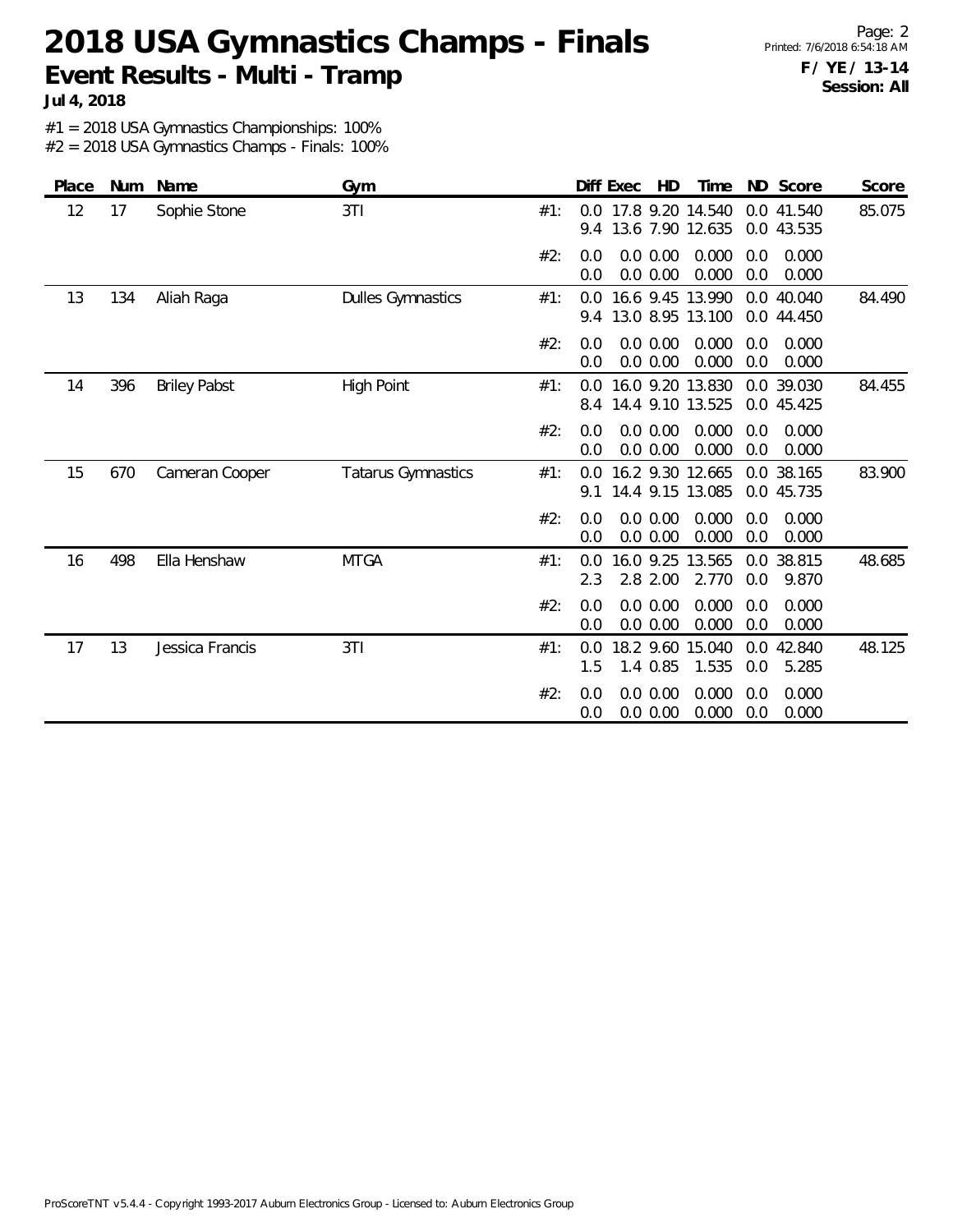# 2018 USA Gymnastics Champs - Finals

## Event Results - Multi - Tramp

**Jul 4, 2018**

**F / YE / 13-14**
**Session: All**

#1 = 2018 USA Gymnastics Championships: 100%
#2 = 2018 USA Gymnastics Champs - Finals: 100%

| Place | Num | Name | Gym | | Diff | Exec | HD | Time | ND | Score | Score |
|---|---|---|---|---|---|---|---|---|---|---|---|
| 12 | 17 | Sophie Stone | 3TI | #1: | 0.0 | 17.8 | 9.20 | 14.540 | 0.0 | 41.540 | 85.075 |
| | | | | | 9.4 | 13.6 | 7.90 | 12.635 | 0.0 | 43.535 | |
| | | | | #2: | 0.0 | 0.0 | 0.00 | 0.000 | 0.0 | 0.000 | |
| | | | | | 0.0 | 0.0 | 0.00 | 0.000 | 0.0 | 0.000 | |
| 13 | 134 | Aliah Raga | Dulles Gymnastics | #1: | 0.0 | 16.6 | 9.45 | 13.990 | 0.0 | 40.040 | 84.490 |
| | | | | | 9.4 | 13.0 | 8.95 | 13.100 | 0.0 | 44.450 | |
| | | | | #2: | 0.0 | 0.0 | 0.00 | 0.000 | 0.0 | 0.000 | |
| | | | | | 0.0 | 0.0 | 0.00 | 0.000 | 0.0 | 0.000 | |
| 14 | 396 | Briley Pabst | High Point | #1: | 0.0 | 16.0 | 9.20 | 13.830 | 0.0 | 39.030 | 84.455 |
| | | | | | 8.4 | 14.4 | 9.10 | 13.525 | 0.0 | 45.425 | |
| | | | | #2: | 0.0 | 0.0 | 0.00 | 0.000 | 0.0 | 0.000 | |
| | | | | | 0.0 | 0.0 | 0.00 | 0.000 | 0.0 | 0.000 | |
| 15 | 670 | Cameran Cooper | Tatarus Gymnastics | #1: | 0.0 | 16.2 | 9.30 | 12.665 | 0.0 | 38.165 | 83.900 |
| | | | | | 9.1 | 14.4 | 9.15 | 13.085 | 0.0 | 45.735 | |
| | | | | #2: | 0.0 | 0.0 | 0.00 | 0.000 | 0.0 | 0.000 | |
| | | | | | 0.0 | 0.0 | 0.00 | 0.000 | 0.0 | 0.000 | |
| 16 | 498 | Ella Henshaw | MTGA | #1: | 0.0 | 16.0 | 9.25 | 13.565 | 0.0 | 38.815 | 48.685 |
| | | | | | 2.3 | 2.8 | 2.00 | 2.770 | 0.0 | 9.870 | |
| | | | | #2: | 0.0 | 0.0 | 0.00 | 0.000 | 0.0 | 0.000 | |
| | | | | | 0.0 | 0.0 | 0.00 | 0.000 | 0.0 | 0.000 | |
| 17 | 13 | Jessica Francis | 3TI | #1: | 0.0 | 18.2 | 9.60 | 15.040 | 0.0 | 42.840 | 48.125 |
| | | | | | 1.5 | 1.4 | 0.85 | 1.535 | 0.0 | 5.285 | |
| | | | | #2: | 0.0 | 0.0 | 0.00 | 0.000 | 0.0 | 0.000 | |
| | | | | | 0.0 | 0.0 | 0.00 | 0.000 | 0.0 | 0.000 | |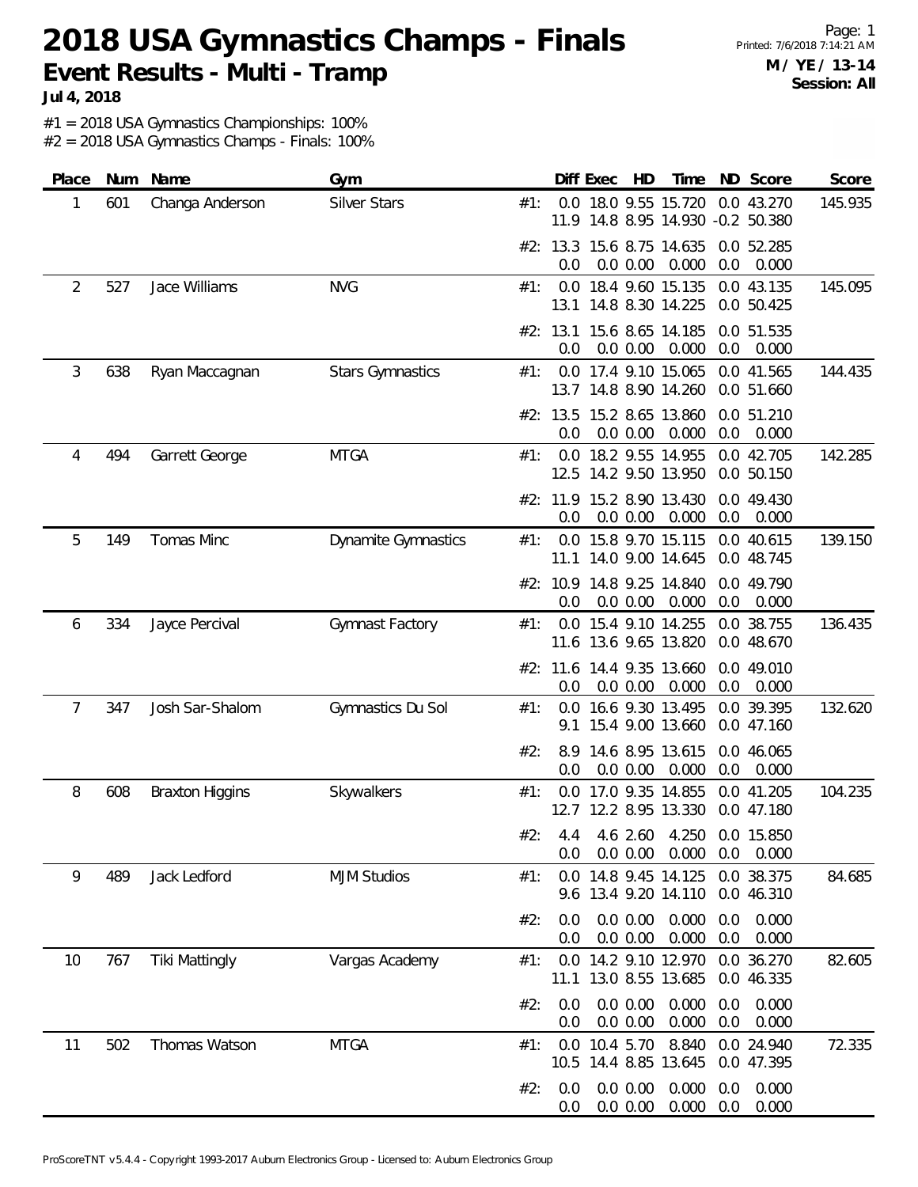# 2018 USA Gymnastics Champs - Finals

**Event Results - Multi - Tramp**

**Jul 4, 2018**

Printed: 7/6/2018 7:14:21 AM

**M / YE / 13-14**
**Session: All**

#1 = 2018 USA Gymnastics Championships: 100%
#2 = 2018 USA Gymnastics Champs - Finals: 100%

| Place | Num | Name | Gym | | Diff | Exec | HD | Time | ND | Score | Score |
|---|---|---|---|---|---|---|---|---|---|---|---|
| 1 | 601 | Changa Anderson | Silver Stars | #1: | 0.0 | 18.0 | 9.55 | 15.720 | 0.0 | 43.270 | 145.935 |
| | | | | | 11.9 | 14.8 | 8.95 | 14.930 | -0.2 | 50.380 | |
| | | | | #2: | 13.3 | 15.6 | 8.75 | 14.635 | 0.0 | 52.285 | |
| | | | | | 0.0 | 0.0 | 0.00 | 0.000 | 0.0 | 0.000 | |
| 2 | 527 | Jace Williams | NVG | #1: | 0.0 | 18.4 | 9.60 | 15.135 | 0.0 | 43.135 | 145.095 |
| | | | | | 13.1 | 14.8 | 8.30 | 14.225 | 0.0 | 50.425 | |
| | | | | #2: | 13.1 | 15.6 | 8.65 | 14.185 | 0.0 | 51.535 | |
| | | | | | 0.0 | 0.0 | 0.00 | 0.000 | 0.0 | 0.000 | |
| 3 | 638 | Ryan Maccagnan | Stars Gymnastics | #1: | 0.0 | 17.4 | 9.10 | 15.065 | 0.0 | 41.565 | 144.435 |
| | | | | | 13.7 | 14.8 | 8.90 | 14.260 | 0.0 | 51.660 | |
| | | | | #2: | 13.5 | 15.2 | 8.65 | 13.860 | 0.0 | 51.210 | |
| | | | | | 0.0 | 0.0 | 0.00 | 0.000 | 0.0 | 0.000 | |
| 4 | 494 | Garrett George | MTGA | #1: | 0.0 | 18.2 | 9.55 | 14.955 | 0.0 | 42.705 | 142.285 |
| | | | | | 12.5 | 14.2 | 9.50 | 13.950 | 0.0 | 50.150 | |
| | | | | #2: | 11.9 | 15.2 | 8.90 | 13.430 | 0.0 | 49.430 | |
| | | | | | 0.0 | 0.0 | 0.00 | 0.000 | 0.0 | 0.000 | |
| 5 | 149 | Tomas Minc | Dynamite Gymnastics | #1: | 0.0 | 15.8 | 9.70 | 15.115 | 0.0 | 40.615 | 139.150 |
| | | | | | 11.1 | 14.0 | 9.00 | 14.645 | 0.0 | 48.745 | |
| | | | | #2: | 10.9 | 14.8 | 9.25 | 14.840 | 0.0 | 49.790 | |
| | | | | | 0.0 | 0.0 | 0.00 | 0.000 | 0.0 | 0.000 | |
| 6 | 334 | Jayce Percival | Gymnast Factory | #1: | 0.0 | 15.4 | 9.10 | 14.255 | 0.0 | 38.755 | 136.435 |
| | | | | | 11.6 | 13.6 | 9.65 | 13.820 | 0.0 | 48.670 | |
| | | | | #2: | 11.6 | 14.4 | 9.35 | 13.660 | 0.0 | 49.010 | |
| | | | | | 0.0 | 0.0 | 0.00 | 0.000 | 0.0 | 0.000 | |
| 7 | 347 | Josh Sar-Shalom | Gymnastics Du Sol | #1: | 0.0 | 16.6 | 9.30 | 13.495 | 0.0 | 39.395 | 132.620 |
| | | | | | 9.1 | 15.4 | 9.00 | 13.660 | 0.0 | 47.160 | |
| | | | | #2: | 8.9 | 14.6 | 8.95 | 13.615 | 0.0 | 46.065 | |
| | | | | | 0.0 | 0.0 | 0.00 | 0.000 | 0.0 | 0.000 | |
| 8 | 608 | Braxton Higgins | Skywalkers | #1: | 0.0 | 17.0 | 9.35 | 14.855 | 0.0 | 41.205 | 104.235 |
| | | | | | 12.7 | 12.2 | 8.95 | 13.330 | 0.0 | 47.180 | |
| | | | | #2: | 4.4 | 4.6 | 2.60 | 4.250 | 0.0 | 15.850 | |
| | | | | | 0.0 | 0.0 | 0.00 | 0.000 | 0.0 | 0.000 | |
| 9 | 489 | Jack Ledford | MJM Studios | #1: | 0.0 | 14.8 | 9.45 | 14.125 | 0.0 | 38.375 | 84.685 |
| | | | | | 9.6 | 13.4 | 9.20 | 14.110 | 0.0 | 46.310 | |
| | | | | #2: | 0.0 | 0.0 | 0.00 | 0.000 | 0.0 | 0.000 | |
| | | | | | 0.0 | 0.0 | 0.00 | 0.000 | 0.0 | 0.000 | |
| 10 | 767 | Tiki Mattingly | Vargas Academy | #1: | 0.0 | 14.2 | 9.10 | 12.970 | 0.0 | 36.270 | 82.605 |
| | | | | | 11.1 | 13.0 | 8.55 | 13.685 | 0.0 | 46.335 | |
| | | | | #2: | 0.0 | 0.0 | 0.00 | 0.000 | 0.0 | 0.000 | |
| | | | | | 0.0 | 0.0 | 0.00 | 0.000 | 0.0 | 0.000 | |
| 11 | 502 | Thomas Watson | MTGA | #1: | 0.0 | 10.4 | 5.70 | 8.840 | 0.0 | 24.940 | 72.335 |
| | | | | | 10.5 | 14.4 | 8.85 | 13.645 | 0.0 | 47.395 | |
| | | | | #2: | 0.0 | 0.0 | 0.00 | 0.000 | 0.0 | 0.000 | |
| | | | | | 0.0 | 0.0 | 0.00 | 0.000 | 0.0 | 0.000 | |

ProScoreTNT v5.4.4 - Copyright 1993-2017 Auburn Electronics Group - Licensed to: Auburn Electronics Group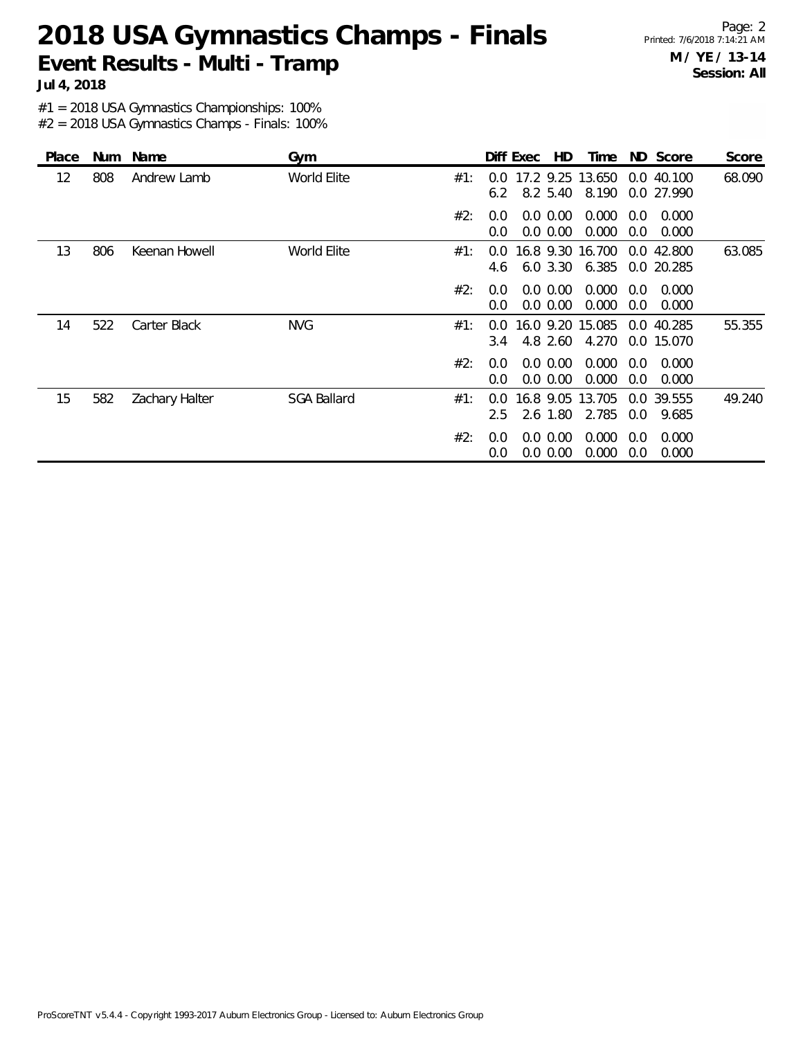# 2018 USA Gymnastics Champs - Finals

## Event Results - Multi - Tramp

**Jul 4, 2018**

**M / YE / 13-14**
**Session: All**

#1 = 2018 USA Gymnastics Championships: 100%
#2 = 2018 USA Gymnastics Champs - Finals: 100%

| Place | Num | Name | Gym | | Diff | Exec | HD | Time | ND | Score | Score |
|---|---|---|---|---|---|---|---|---|---|---|---|
| 12 | 808 | Andrew Lamb | World Elite | #1: | 0.0 | 17.2 | 9.25 | 13.650 | 0.0 | 40.100 | 68.090 |
| | | | | | 6.2 | 8.2 | 5.40 | 8.190 | 0.0 | 27.990 | |
| | | | | #2: | 0.0 | 0.0 | 0.00 | 0.000 | 0.0 | 0.000 | |
| | | | | | 0.0 | 0.0 | 0.00 | 0.000 | 0.0 | 0.000 | |
| 13 | 806 | Keenan Howell | World Elite | #1: | 0.0 | 16.8 | 9.30 | 16.700 | 0.0 | 42.800 | 63.085 |
| | | | | | 4.6 | 6.0 | 3.30 | 6.385 | 0.0 | 20.285 | |
| | | | | #2: | 0.0 | 0.0 | 0.00 | 0.000 | 0.0 | 0.000 | |
| | | | | | 0.0 | 0.0 | 0.00 | 0.000 | 0.0 | 0.000 | |
| 14 | 522 | Carter Black | NVG | #1: | 0.0 | 16.0 | 9.20 | 15.085 | 0.0 | 40.285 | 55.355 |
| | | | | | 3.4 | 4.8 | 2.60 | 4.270 | 0.0 | 15.070 | |
| | | | | #2: | 0.0 | 0.0 | 0.00 | 0.000 | 0.0 | 0.000 | |
| | | | | | 0.0 | 0.0 | 0.00 | 0.000 | 0.0 | 0.000 | |
| 15 | 582 | Zachary Halter | SGA Ballard | #1: | 0.0 | 16.8 | 9.05 | 13.705 | 0.0 | 39.555 | 49.240 |
| | | | | | 2.5 | 2.6 | 1.80 | 2.785 | 0.0 | 9.685 | |
| | | | | #2: | 0.0 | 0.0 | 0.00 | 0.000 | 0.0 | 0.000 | |
| | | | | | 0.0 | 0.0 | 0.00 | 0.000 | 0.0 | 0.000 | |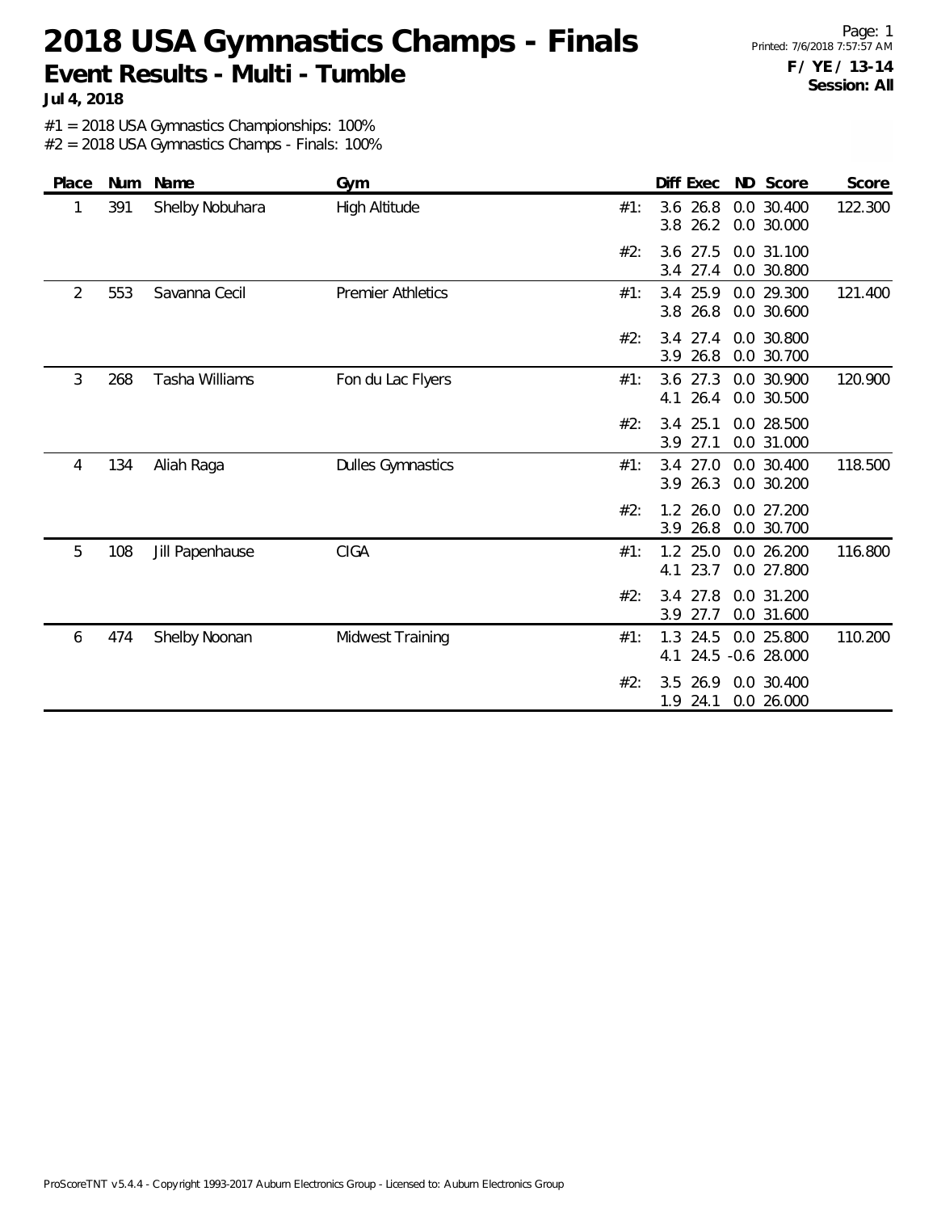# 2018 USA Gymnastics Champs - Finals

## Event Results - Multi - Tumble

**Jul 4, 2018**

**F / YE / 13-14**
**Session: All**

#1 = 2018 USA Gymnastics Championships: 100%
#2 = 2018 USA Gymnastics Champs - Finals: 100%

| Place | Num | Name | Gym | | Diff | Exec | ND | Score | Score |
|---|---|---|---|---|---|---|---|---|---|
| 1 | 391 | Shelby Nobuhara | High Altitude | #1: | 3.6 | 26.8 | 0.0 | 30.400 | 122.300 |
| | | | | | 3.8 | 26.2 | 0.0 | 30.000 | |
| | | | | #2: | 3.6 | 27.5 | 0.0 | 31.100 | |
| | | | | | 3.4 | 27.4 | 0.0 | 30.800 | |
| 2 | 553 | Savanna Cecil | Premier Athletics | #1: | 3.4 | 25.9 | 0.0 | 29.300 | 121.400 |
| | | | | | 3.8 | 26.8 | 0.0 | 30.600 | |
| | | | | #2: | 3.4 | 27.4 | 0.0 | 30.800 | |
| | | | | | 3.9 | 26.8 | 0.0 | 30.700 | |
| 3 | 268 | Tasha Williams | Fon du Lac Flyers | #1: | 3.6 | 27.3 | 0.0 | 30.900 | 120.900 |
| | | | | | 4.1 | 26.4 | 0.0 | 30.500 | |
| | | | | #2: | 3.4 | 25.1 | 0.0 | 28.500 | |
| | | | | | 3.9 | 27.1 | 0.0 | 31.000 | |
| 4 | 134 | Aliah Raga | Dulles Gymnastics | #1: | 3.4 | 27.0 | 0.0 | 30.400 | 118.500 |
| | | | | | 3.9 | 26.3 | 0.0 | 30.200 | |
| | | | | #2: | 1.2 | 26.0 | 0.0 | 27.200 | |
| | | | | | 3.9 | 26.8 | 0.0 | 30.700 | |
| 5 | 108 | Jill Papenhause | CIGA | #1: | 1.2 | 25.0 | 0.0 | 26.200 | 116.800 |
| | | | | | 4.1 | 23.7 | 0.0 | 27.800 | |
| | | | | #2: | 3.4 | 27.8 | 0.0 | 31.200 | |
| | | | | | 3.9 | 27.7 | 0.0 | 31.600 | |
| 6 | 474 | Shelby Noonan | Midwest Training | #1: | 1.3 | 24.5 | 0.0 | 25.800 | 110.200 |
| | | | | | 4.1 | 24.5 | -0.6 | 28.000 | |
| | | | | #2: | 3.5 | 26.9 | 0.0 | 30.400 | |
| | | | | | 1.9 | 24.1 | 0.0 | 26.000 | |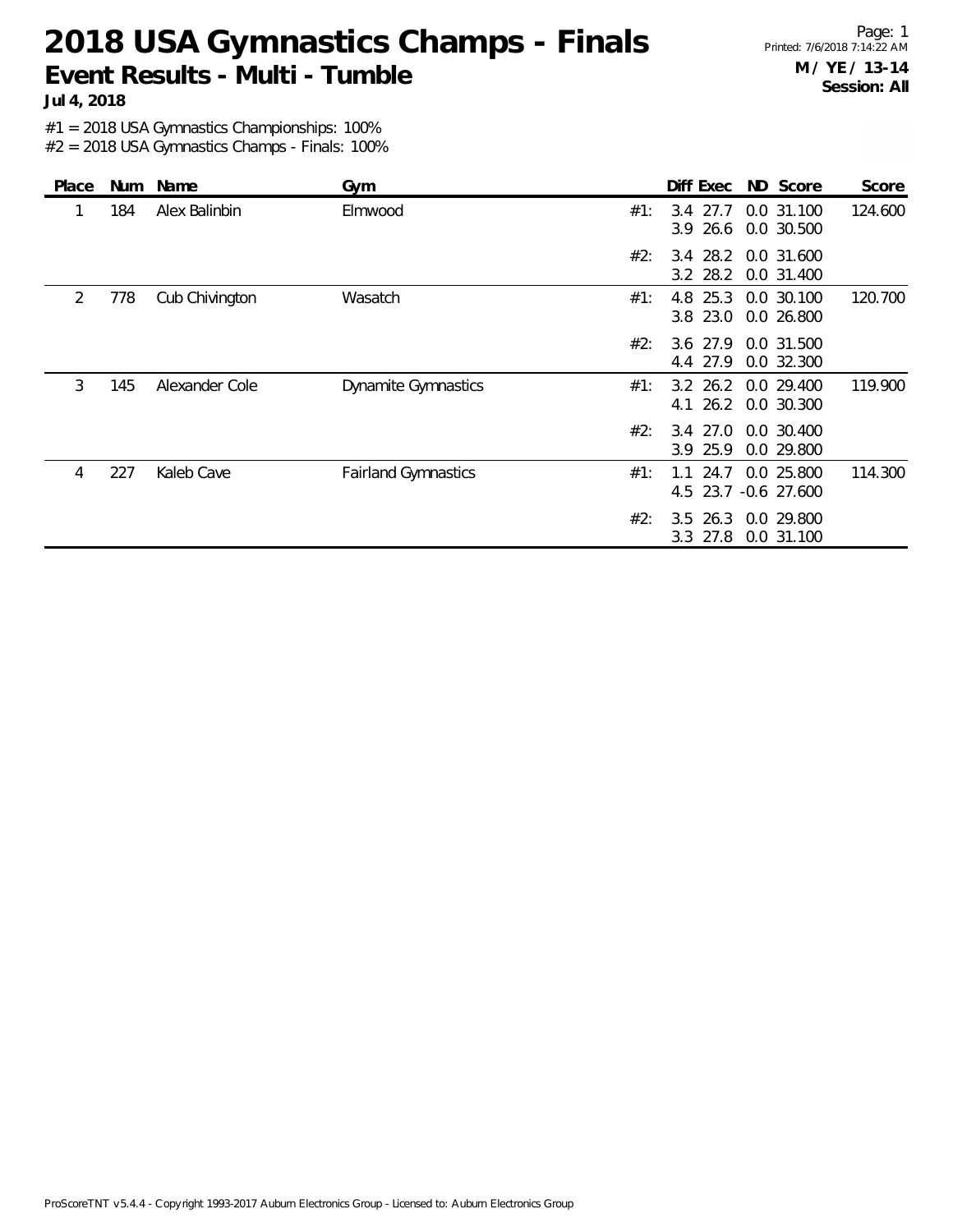# 2018 USA Gymnastics Champs - Finals

## Event Results - Multi - Tumble

**Jul 4, 2018**

**M / YE / 13-14**
**Session: All**

#1 = 2018 USA Gymnastics Championships: 100%
#2 = 2018 USA Gymnastics Champs - Finals: 100%

| Place | Num | Name | Gym | | Diff | Exec | ND | Score | Score |
|---|---|---|---|---|---|---|---|---|---|
| 1 | 184 | Alex Balinbin | Elmwood | #1: | 3.4 | 27.7 | 0.0 | 31.100 | 124.600 |
| | | | | | 3.9 | 26.6 | 0.0 | 30.500 | |
| | | | | #2: | 3.4 | 28.2 | 0.0 | 31.600 | |
| | | | | | 3.2 | 28.2 | 0.0 | 31.400 | |
| 2 | 778 | Cub Chivington | Wasatch | #1: | 4.8 | 25.3 | 0.0 | 30.100 | 120.700 |
| | | | | | 3.8 | 23.0 | 0.0 | 26.800 | |
| | | | | #2: | 3.6 | 27.9 | 0.0 | 31.500 | |
| | | | | | 4.4 | 27.9 | 0.0 | 32.300 | |
| 3 | 145 | Alexander Cole | Dynamite Gymnastics | #1: | 3.2 | 26.2 | 0.0 | 29.400 | 119.900 |
| | | | | | 4.1 | 26.2 | 0.0 | 30.300 | |
| | | | | #2: | 3.4 | 27.0 | 0.0 | 30.400 | |
| | | | | | 3.9 | 25.9 | 0.0 | 29.800 | |
| 4 | 227 | Kaleb Cave | Fairland Gymnastics | #1: | 1.1 | 24.7 | 0.0 | 25.800 | 114.300 |
| | | | | | 4.5 | 23.7 | -0.6 | 27.600 | |
| | | | | #2: | 3.5 | 26.3 | 0.0 | 29.800 | |
| | | | | | 3.3 | 27.8 | 0.0 | 31.100 | |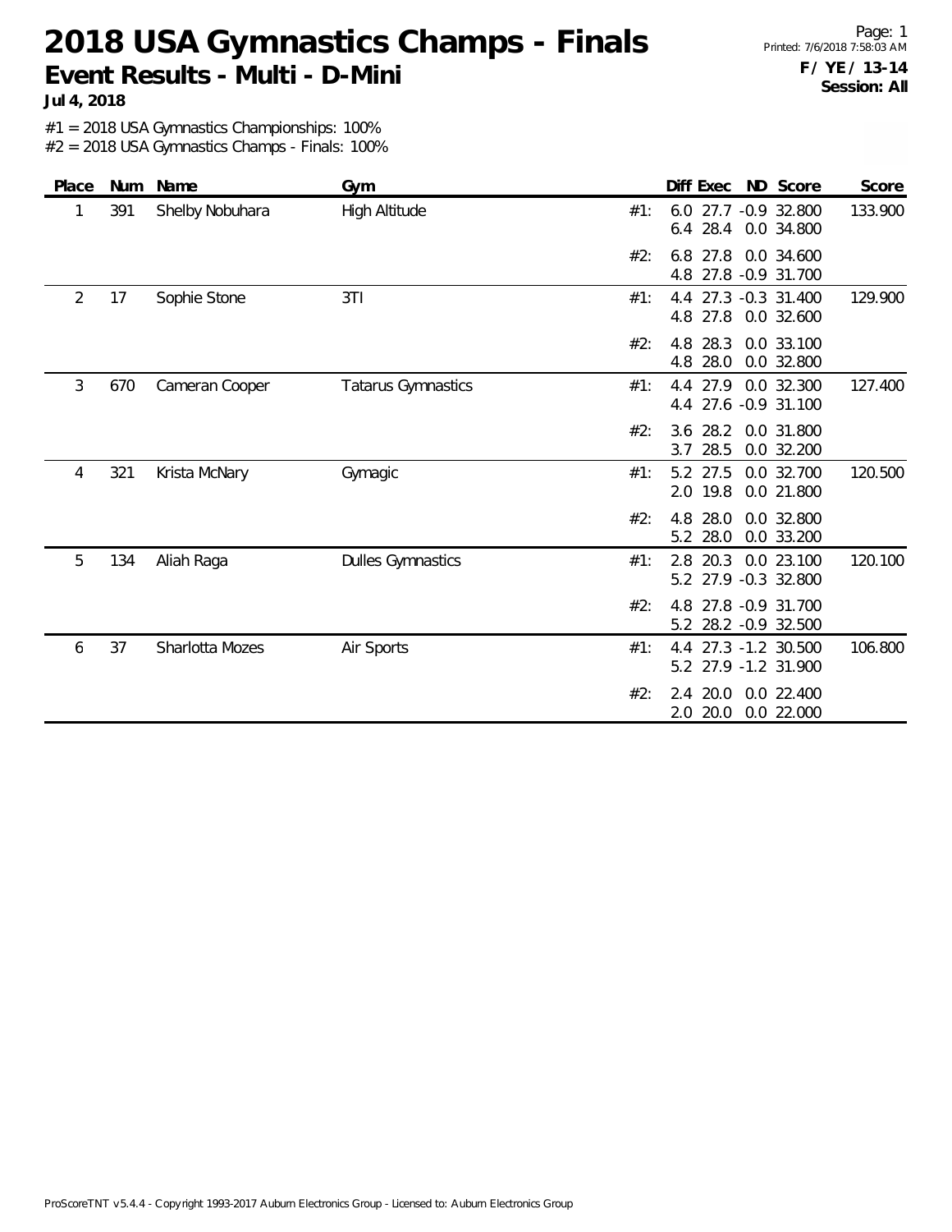# 2018 USA Gymnastics Champs - Finals

## Event Results - Multi - D-Mini

**Jul 4, 2018**

**F / YE / 13-14**
**Session: All**

#1 = 2018 USA Gymnastics Championships: 100%
#2 = 2018 USA Gymnastics Champs - Finals: 100%

| Place | Num | Name | Gym | | Diff | Exec | ND | Score | Score |
|---|---|---|---|---|---|---|---|---|---|
| 1 | 391 | Shelby Nobuhara | High Altitude | #1: | 6.0 | 27.7 | -0.9 | 32.800 | 133.900 |
| | | | | | 6.4 | 28.4 | 0.0 | 34.800 | |
| | | | | #2: | 6.8 | 27.8 | 0.0 | 34.600 | |
| | | | | | 4.8 | 27.8 | -0.9 | 31.700 | |
| 2 | 17 | Sophie Stone | 3TI | #1: | 4.4 | 27.3 | -0.3 | 31.400 | 129.900 |
| | | | | | 4.8 | 27.8 | 0.0 | 32.600 | |
| | | | | #2: | 4.8 | 28.3 | 0.0 | 33.100 | |
| | | | | | 4.8 | 28.0 | 0.0 | 32.800 | |
| 3 | 670 | Cameran Cooper | Tatarus Gymnastics | #1: | 4.4 | 27.9 | 0.0 | 32.300 | 127.400 |
| | | | | | 4.4 | 27.6 | -0.9 | 31.100 | |
| | | | | #2: | 3.6 | 28.2 | 0.0 | 31.800 | |
| | | | | | 3.7 | 28.5 | 0.0 | 32.200 | |
| 4 | 321 | Krista McNary | Gymagic | #1: | 5.2 | 27.5 | 0.0 | 32.700 | 120.500 |
| | | | | | 2.0 | 19.8 | 0.0 | 21.800 | |
| | | | | #2: | 4.8 | 28.0 | 0.0 | 32.800 | |
| | | | | | 5.2 | 28.0 | 0.0 | 33.200 | |
| 5 | 134 | Aliah Raga | Dulles Gymnastics | #1: | 2.8 | 20.3 | 0.0 | 23.100 | 120.100 |
| | | | | | 5.2 | 27.9 | -0.3 | 32.800 | |
| | | | | #2: | 4.8 | 27.8 | -0.9 | 31.700 | |
| | | | | | 5.2 | 28.2 | -0.9 | 32.500 | |
| 6 | 37 | Sharlotta Mozes | Air Sports | #1: | 4.4 | 27.3 | -1.2 | 30.500 | 106.800 |
| | | | | | 5.2 | 27.9 | -1.2 | 31.900 | |
| | | | | #2: | 2.4 | 20.0 | 0.0 | 22.400 | |
| | | | | | 2.0 | 20.0 | 0.0 | 22.000 | |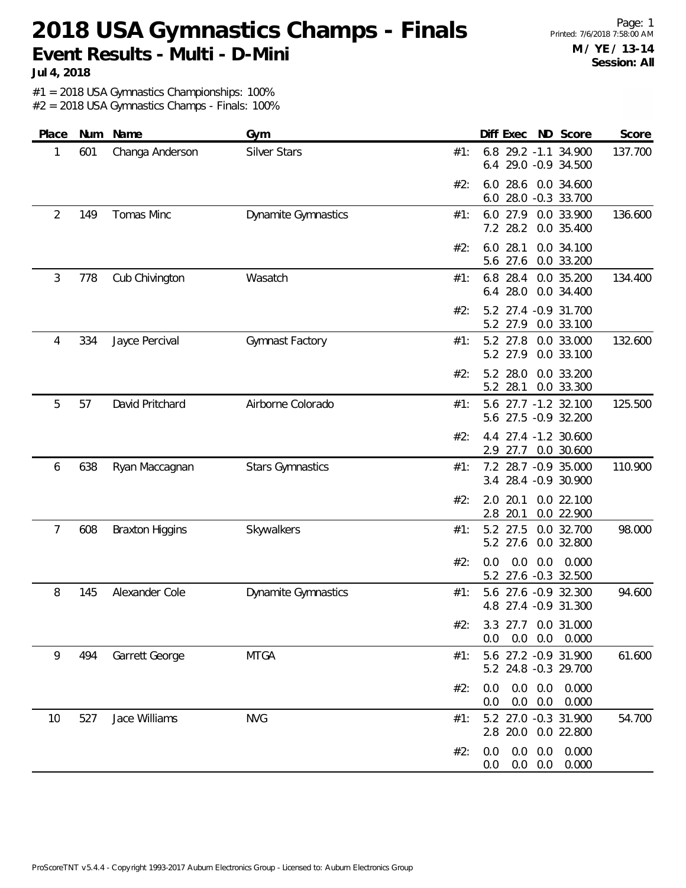# 2018 USA Gymnastics Champs - Finals

## Event Results - Multi - D-Mini

**Jul 4, 2018**

**M / YE / 13-14**
**Session: All**

#1 = 2018 USA Gymnastics Championships: 100%
#2 = 2018 USA Gymnastics Champs - Finals: 100%

| Place | Num | Name | Gym | | Diff | Exec | ND | Score | Score |
|---|---|---|---|---|---|---|---|---|---|
| 1 | 601 | Changa Anderson | Silver Stars | #1: | 6.8 | 29.2 | -1.1 | 34.900 | 137.700 |
| | | | | | 6.4 | 29.0 | -0.9 | 34.500 | |
| | | | | #2: | 6.0 | 28.6 | 0.0 | 34.600 | |
| | | | | | 6.0 | 28.0 | -0.3 | 33.700 | |
| 2 | 149 | Tomas Minc | Dynamite Gymnastics | #1: | 6.0 | 27.9 | 0.0 | 33.900 | 136.600 |
| | | | | | 7.2 | 28.2 | 0.0 | 35.400 | |
| | | | | #2: | 6.0 | 28.1 | 0.0 | 34.100 | |
| | | | | | 5.6 | 27.6 | 0.0 | 33.200 | |
| 3 | 778 | Cub Chivington | Wasatch | #1: | 6.8 | 28.4 | 0.0 | 35.200 | 134.400 |
| | | | | | 6.4 | 28.0 | 0.0 | 34.400 | |
| | | | | #2: | 5.2 | 27.4 | -0.9 | 31.700 | |
| | | | | | 5.2 | 27.9 | 0.0 | 33.100 | |
| 4 | 334 | Jayce Percival | Gymnast Factory | #1: | 5.2 | 27.8 | 0.0 | 33.000 | 132.600 |
| | | | | | 5.2 | 27.9 | 0.0 | 33.100 | |
| | | | | #2: | 5.2 | 28.0 | 0.0 | 33.200 | |
| | | | | | 5.2 | 28.1 | 0.0 | 33.300 | |
| 5 | 57 | David Pritchard | Airborne Colorado | #1: | 5.6 | 27.7 | -1.2 | 32.100 | 125.500 |
| | | | | | 5.6 | 27.5 | -0.9 | 32.200 | |
| | | | | #2: | 4.4 | 27.4 | -1.2 | 30.600 | |
| | | | | | 2.9 | 27.7 | 0.0 | 30.600 | |
| 6 | 638 | Ryan Maccagnan | Stars Gymnastics | #1: | 7.2 | 28.7 | -0.9 | 35.000 | 110.900 |
| | | | | | 3.4 | 28.4 | -0.9 | 30.900 | |
| | | | | #2: | 2.0 | 20.1 | 0.0 | 22.100 | |
| | | | | | 2.8 | 20.1 | 0.0 | 22.900 | |
| 7 | 608 | Braxton Higgins | Skywalkers | #1: | 5.2 | 27.5 | 0.0 | 32.700 | 98.000 |
| | | | | | 5.2 | 27.6 | 0.0 | 32.800 | |
| | | | | #2: | 0.0 | 0.0 | 0.0 | 0.000 | |
| | | | | | 5.2 | 27.6 | -0.3 | 32.500 | |
| 8 | 145 | Alexander Cole | Dynamite Gymnastics | #1: | 5.6 | 27.6 | -0.9 | 32.300 | 94.600 |
| | | | | | 4.8 | 27.4 | -0.9 | 31.300 | |
| | | | | #2: | 3.3 | 27.7 | 0.0 | 31.000 | |
| | | | | | 0.0 | 0.0 | 0.0 | 0.000 | |
| 9 | 494 | Garrett George | MTGA | #1: | 5.6 | 27.2 | -0.9 | 31.900 | 61.600 |
| | | | | | 5.2 | 24.8 | -0.3 | 29.700 | |
| | | | | #2: | 0.0 | 0.0 | 0.0 | 0.000 | |
| | | | | | 0.0 | 0.0 | 0.0 | 0.000 | |
| 10 | 527 | Jace Williams | NVG | #1: | 5.2 | 27.0 | -0.3 | 31.900 | 54.700 |
| | | | | | 2.8 | 20.0 | 0.0 | 22.800 | |
| | | | | #2: | 0.0 | 0.0 | 0.0 | 0.000 | |
| | | | | | 0.0 | 0.0 | 0.0 | 0.000 | |

ProScoreTNT v5.4.4 - Copyright 1993-2017 Auburn Electronics Group - Licensed to: Auburn Electronics Group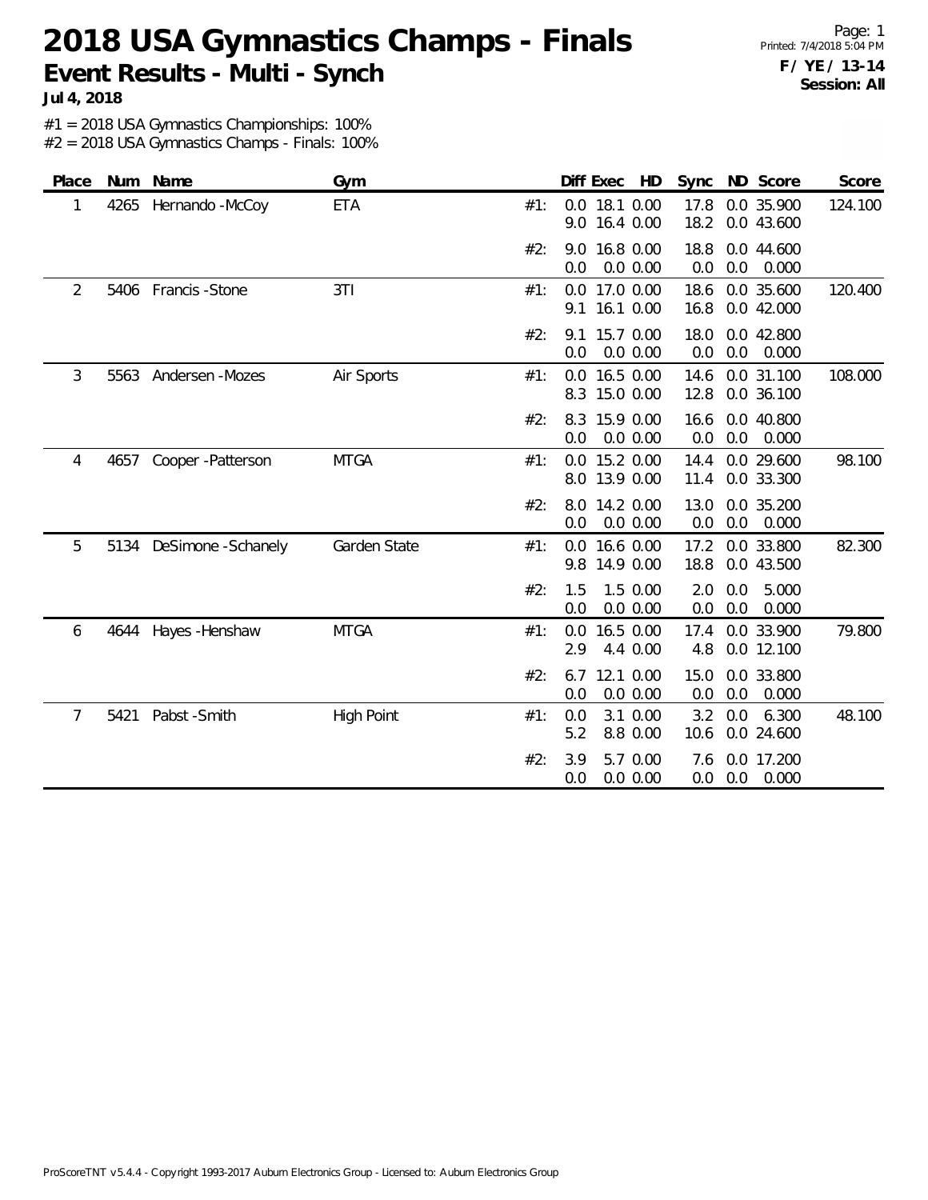# 2018 USA Gymnastics Champs - Finals

## Event Results - Multi - Synch

**Jul 4, 2018**

**F / YE / 13-14**
**Session: All**

#1 = 2018 USA Gymnastics Championships: 100%
#2 = 2018 USA Gymnastics Champs - Finals: 100%

| Place | Num | Name | Gym | | Diff | Exec | HD | Sync | ND | Score | Score |
|---|---|---|---|---|---|---|---|---|---|---|---|
| 1 | 4265 | Hernando -McCoy | ETA | #1: | 0.0 | 18.1 | 0.00 | 17.8 | 0.0 | 35.900 | 124.100 |
| | | | | | 9.0 | 16.4 | 0.00 | 18.2 | 0.0 | 43.600 | |
| | | | | #2: | 9.0 | 16.8 | 0.00 | 18.8 | 0.0 | 44.600 | |
| | | | | | 0.0 | 0.0 | 0.00 | 0.0 | 0.0 | 0.000 | |
| 2 | 5406 | Francis -Stone | 3TI | #1: | 0.0 | 17.0 | 0.00 | 18.6 | 0.0 | 35.600 | 120.400 |
| | | | | | 9.1 | 16.1 | 0.00 | 16.8 | 0.0 | 42.000 | |
| | | | | #2: | 9.1 | 15.7 | 0.00 | 18.0 | 0.0 | 42.800 | |
| | | | | | 0.0 | 0.0 | 0.00 | 0.0 | 0.0 | 0.000 | |
| 3 | 5563 | Andersen -Mozes | Air Sports | #1: | 0.0 | 16.5 | 0.00 | 14.6 | 0.0 | 31.100 | 108.000 |
| | | | | | 8.3 | 15.0 | 0.00 | 12.8 | 0.0 | 36.100 | |
| | | | | #2: | 8.3 | 15.9 | 0.00 | 16.6 | 0.0 | 40.800 | |
| | | | | | 0.0 | 0.0 | 0.00 | 0.0 | 0.0 | 0.000 | |
| 4 | 4657 | Cooper -Patterson | MTGA | #1: | 0.0 | 15.2 | 0.00 | 14.4 | 0.0 | 29.600 | 98.100 |
| | | | | | 8.0 | 13.9 | 0.00 | 11.4 | 0.0 | 33.300 | |
| | | | | #2: | 8.0 | 14.2 | 0.00 | 13.0 | 0.0 | 35.200 | |
| | | | | | 0.0 | 0.0 | 0.00 | 0.0 | 0.0 | 0.000 | |
| 5 | 5134 | DeSimone -Schanely | Garden State | #1: | 0.0 | 16.6 | 0.00 | 17.2 | 0.0 | 33.800 | 82.300 |
| | | | | | 9.8 | 14.9 | 0.00 | 18.8 | 0.0 | 43.500 | |
| | | | | #2: | 1.5 | 1.5 | 0.00 | 2.0 | 0.0 | 5.000 | |
| | | | | | 0.0 | 0.0 | 0.00 | 0.0 | 0.0 | 0.000 | |
| 6 | 4644 | Hayes -Henshaw | MTGA | #1: | 0.0 | 16.5 | 0.00 | 17.4 | 0.0 | 33.900 | 79.800 |
| | | | | | 2.9 | 4.4 | 0.00 | 4.8 | 0.0 | 12.100 | |
| | | | | #2: | 6.7 | 12.1 | 0.00 | 15.0 | 0.0 | 33.800 | |
| | | | | | 0.0 | 0.0 | 0.00 | 0.0 | 0.0 | 0.000 | |
| 7 | 5421 | Pabst -Smith | High Point | #1: | 0.0 | 3.1 | 0.00 | 3.2 | 0.0 | 6.300 | 48.100 |
| | | | | | 5.2 | 8.8 | 0.00 | 10.6 | 0.0 | 24.600 | |
| | | | | #2: | 3.9 | 5.7 | 0.00 | 7.6 | 0.0 | 17.200 | |
| | | | | | 0.0 | 0.0 | 0.00 | 0.0 | 0.0 | 0.000 | |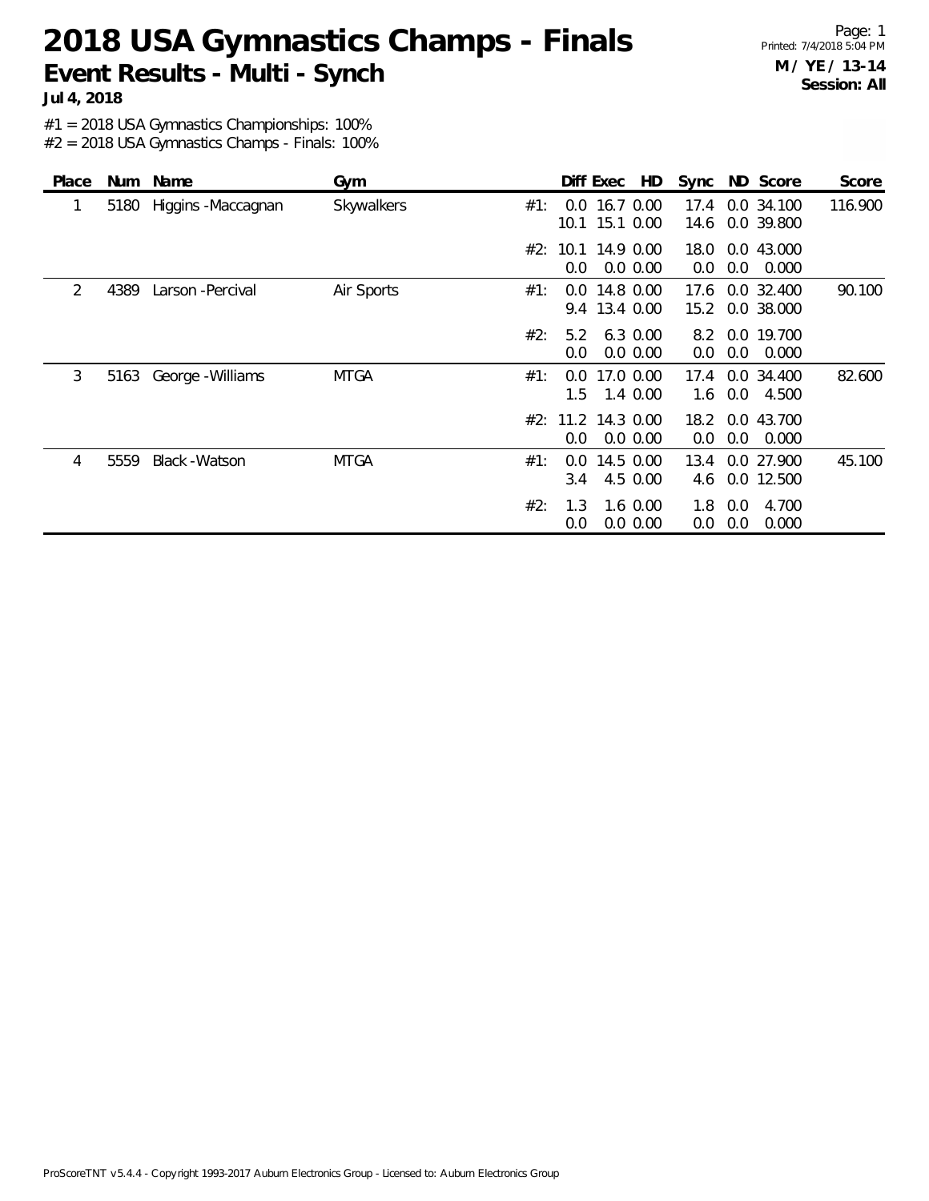# 2018 USA Gymnastics Champs - Finals

## Event Results - Multi - Synch

**Jul 4, 2018**

**M / YE / 13-14**
**Session: All**

#1 = 2018 USA Gymnastics Championships: 100%
#2 = 2018 USA Gymnastics Champs - Finals: 100%

| Place | Num | Name | Gym | | Diff | Exec | HD | Sync | ND | Score | Score |
|---|---|---|---|---|---|---|---|---|---|---|---|
| 1 | 5180 | Higgins - Maccagnan | Skywalkers | #1: | 0.0 | 16.7 | 0.00 | 17.4 | 0.0 | 34.100 | 116.900 |
| | | | | | 10.1 | 15.1 | 0.00 | 14.6 | 0.0 | 39.800 | |
| | | | | #2: | 10.1 | 14.9 | 0.00 | 18.0 | 0.0 | 43.000 | |
| | | | | | 0.0 | 0.0 | 0.00 | 0.0 | 0.0 | 0.000 | |
| 2 | 4389 | Larson - Percival | Air Sports | #1: | 0.0 | 14.8 | 0.00 | 17.6 | 0.0 | 32.400 | 90.100 |
| | | | | | 9.4 | 13.4 | 0.00 | 15.2 | 0.0 | 38.000 | |
| | | | | #2: | 5.2 | 6.3 | 0.00 | 8.2 | 0.0 | 19.700 | |
| | | | | | 0.0 | 0.0 | 0.00 | 0.0 | 0.0 | 0.000 | |
| 3 | 5163 | George - Williams | MTGA | #1: | 0.0 | 17.0 | 0.00 | 17.4 | 0.0 | 34.400 | 82.600 |
| | | | | | 1.5 | 1.4 | 0.00 | 1.6 | 0.0 | 4.500 | |
| | | | | #2: | 11.2 | 14.3 | 0.00 | 18.2 | 0.0 | 43.700 | |
| | | | | | 0.0 | 0.0 | 0.00 | 0.0 | 0.0 | 0.000 | |
| 4 | 5559 | Black - Watson | MTGA | #1: | 0.0 | 14.5 | 0.00 | 13.4 | 0.0 | 27.900 | 45.100 |
| | | | | | 3.4 | 4.5 | 0.00 | 4.6 | 0.0 | 12.500 | |
| | | | | #2: | 1.3 | 1.6 | 0.00 | 1.8 | 0.0 | 4.700 | |
| | | | | | 0.0 | 0.0 | 0.00 | 0.0 | 0.0 | 0.000 | |